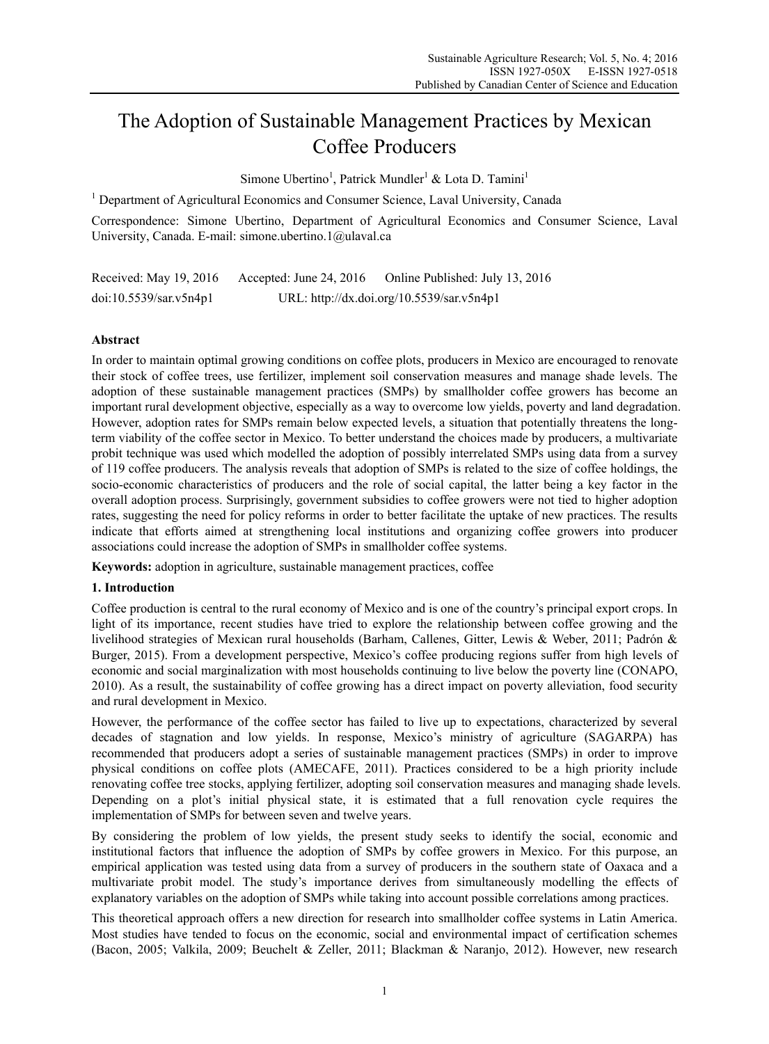# The Adoption of Sustainable Management Practices by Mexican Coffee Producers

Simone Ubertino[1], Patrick Mundler[1] & Lota D. Tamini[1]

[1] Department of Agricultural Economics and Consumer Science, Laval University, Canada

Correspondence: Simone Ubertino, Department of Agricultural Economics and Consumer Science, Laval University, Canada. E-mail: simone.ubertino.1@ulaval.ca

Received: May 19, 2016 Accepted: June 24, 2016 Online Published: July 13, 2016

doi:10.5539/sar.v5n4p1 URL: http://dx.doi.org/10.5539/sar.v5n4p1

## Abstract

In order to maintain optimal growing conditions on coffee plots, producers in Mexico are encouraged to renovate their stock of coffee trees, use fertilizer, implement soil conservation measures and manage shade levels. The adoption of these sustainable management practices (SMPs) by smallholder coffee growers has become an important rural development objective, especially as a way to overcome low yields, poverty and land degradation. However, adoption rates for SMPs remain below expected levels, a situation that potentially threatens the long-term viability of the coffee sector in Mexico. To better understand the choices made by producers, a multivariate probit technique was used which modelled the adoption of possibly interrelated SMPs using data from a survey of 119 coffee producers. The analysis reveals that adoption of SMPs is related to the size of coffee holdings, the socio-economic characteristics of producers and the role of social capital, the latter being a key factor in the overall adoption process. Surprisingly, government subsidies to coffee growers were not tied to higher adoption rates, suggesting the need for policy reforms in order to better facilitate the uptake of new practices. The results indicate that efforts aimed at strengthening local institutions and organizing coffee growers into producer associations could increase the adoption of SMPs in smallholder coffee systems.

**Keywords:** adoption in agriculture, sustainable management practices, coffee

## 1. Introduction

Coffee production is central to the rural economy of Mexico and is one of the country's principal export crops. In light of its importance, recent studies have tried to explore the relationship between coffee growing and the livelihood strategies of Mexican rural households (Barham, Callenes, Gitter, Lewis & Weber, 2011; Padrón & Burger, 2015). From a development perspective, Mexico's coffee producing regions suffer from high levels of economic and social marginalization with most households continuing to live below the poverty line (CONAPO, 2010). As a result, the sustainability of coffee growing has a direct impact on poverty alleviation, food security and rural development in Mexico.

However, the performance of the coffee sector has failed to live up to expectations, characterized by several decades of stagnation and low yields. In response, Mexico's ministry of agriculture (SAGARPA) has recommended that producers adopt a series of sustainable management practices (SMPs) in order to improve physical conditions on coffee plots (AMECAFE, 2011). Practices considered to be a high priority include renovating coffee tree stocks, applying fertilizer, adopting soil conservation measures and managing shade levels. Depending on a plot's initial physical state, it is estimated that a full renovation cycle requires the implementation of SMPs for between seven and twelve years.

By considering the problem of low yields, the present study seeks to identify the social, economic and institutional factors that influence the adoption of SMPs by coffee growers in Mexico. For this purpose, an empirical application was tested using data from a survey of producers in the southern state of Oaxaca and a multivariate probit model. The study's importance derives from simultaneously modelling the effects of explanatory variables on the adoption of SMPs while taking into account possible correlations among practices.

This theoretical approach offers a new direction for research into smallholder coffee systems in Latin America. Most studies have tended to focus on the economic, social and environmental impact of certification schemes (Bacon, 2005; Valkila, 2009; Beuchelt & Zeller, 2011; Blackman & Naranjo, 2012). However, new research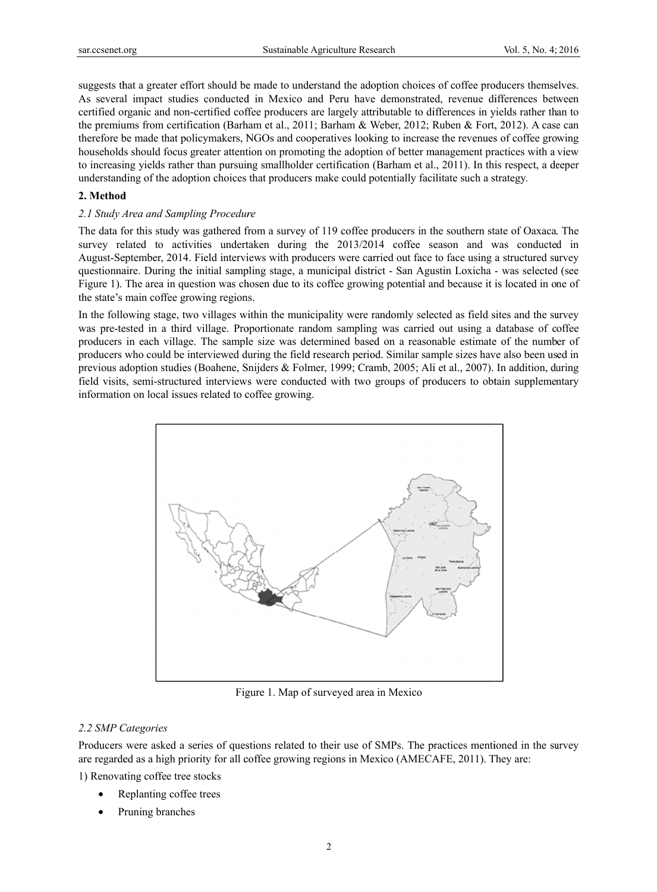suggests that a greater effort should be made to understand the adoption choices of coffee producers themselves. As several impact studies conducted in Mexico and Peru have demonstrated, revenue differences between certified organic and non-certified coffee producers are largely attributable to differences in yields rather than to the premiums from certification (Barham et al., 2011; Barham & Weber, 2012; Ruben & Fort, 2012). A case can therefore be made that policymakers, NGOs and cooperatives looking to increase the revenues of coffee growing households should focus greater attention on promoting the adoption of better management practices with a view to increasing yields rather than pursuing smallholder certification (Barham et al., 2011). In this respect, a deeper understanding of the adoption choices that producers make could potentially facilitate such a strategy.

## 2. Method

### *2.1 Study Area and Sampling Procedure*

The data for this study was gathered from a survey of 119 coffee producers in the southern state of Oaxaca. The survey related to activities undertaken during the 2013/2014 coffee season and was conducted in August-September, 2014. Field interviews with producers were carried out face to face using a structured survey questionnaire. During the initial sampling stage, a municipal district - San Agustin Loxicha - was selected (see Figure 1). The area in question was chosen due to its coffee growing potential and because it is located in one of the state's main coffee growing regions.

In the following stage, two villages within the municipality were randomly selected as field sites and the survey was pre-tested in a third village. Proportionate random sampling was carried out using a database of coffee producers in each village. The sample size was determined based on a reasonable estimate of the number of producers who could be interviewed during the field research period. Similar sample sizes have also been used in previous adoption studies (Boahene, Snijders & Folmer, 1999; Cramb, 2005; Ali et al., 2007). In addition, during field visits, semi-structured interviews were conducted with two groups of producers to obtain supplementary information on local issues related to coffee growing.

Figure 1. Map of surveyed area in Mexico

### *2.2 SMP Categories*

Producers were asked a series of questions related to their use of SMPs. The practices mentioned in the survey are regarded as a high priority for all coffee growing regions in Mexico (AMECAFE, 2011). They are:

1) Renovating coffee tree stocks

- Replanting coffee trees
- Pruning branches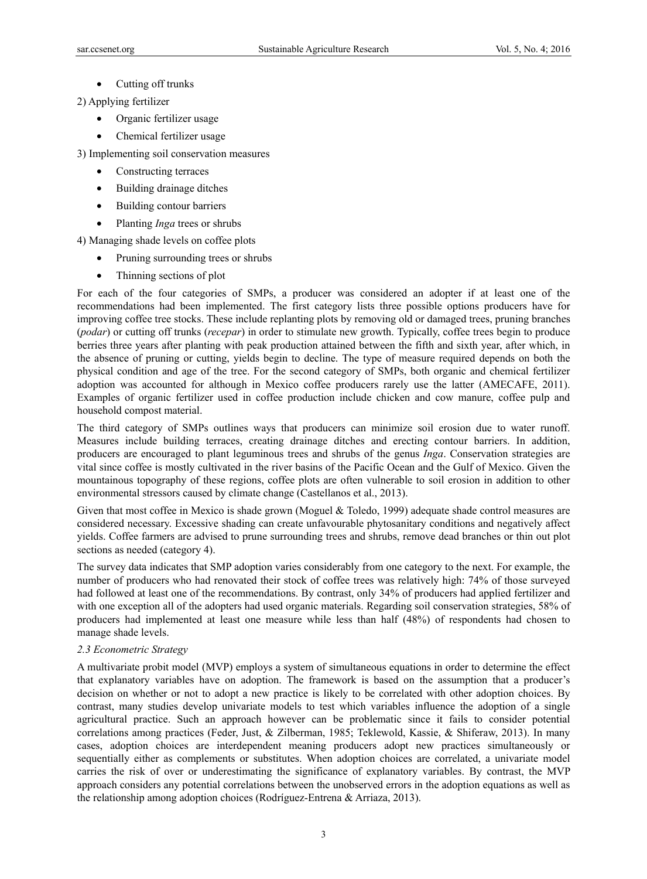- Cutting off trunks

2) Applying fertilizer

- Organic fertilizer usage
- Chemical fertilizer usage

3) Implementing soil conservation measures

- Constructing terraces
- Building drainage ditches
- Building contour barriers
- Planting *Inga* trees or shrubs

4) Managing shade levels on coffee plots

- Pruning surrounding trees or shrubs
- Thinning sections of plot

For each of the four categories of SMPs, a producer was considered an adopter if at least one of the recommendations had been implemented. The first category lists three possible options producers have for improving coffee tree stocks. These include replanting plots by removing old or damaged trees, pruning branches (*podar*) or cutting off trunks (*recepar*) in order to stimulate new growth. Typically, coffee trees begin to produce berries three years after planting with peak production attained between the fifth and sixth year, after which, in the absence of pruning or cutting, yields begin to decline. The type of measure required depends on both the physical condition and age of the tree. For the second category of SMPs, both organic and chemical fertilizer adoption was accounted for although in Mexico coffee producers rarely use the latter (AMECAFE, 2011). Examples of organic fertilizer used in coffee production include chicken and cow manure, coffee pulp and household compost material.

The third category of SMPs outlines ways that producers can minimize soil erosion due to water runoff. Measures include building terraces, creating drainage ditches and erecting contour barriers. In addition, producers are encouraged to plant leguminous trees and shrubs of the genus *Inga*. Conservation strategies are vital since coffee is mostly cultivated in the river basins of the Pacific Ocean and the Gulf of Mexico. Given the mountainous topography of these regions, coffee plots are often vulnerable to soil erosion in addition to other environmental stressors caused by climate change (Castellanos et al., 2013).

Given that most coffee in Mexico is shade grown (Moguel & Toledo, 1999) adequate shade control measures are considered necessary. Excessive shading can create unfavourable phytosanitary conditions and negatively affect yields. Coffee farmers are advised to prune surrounding trees and shrubs, remove dead branches or thin out plot sections as needed (category 4).

The survey data indicates that SMP adoption varies considerably from one category to the next. For example, the number of producers who had renovated their stock of coffee trees was relatively high: 74% of those surveyed had followed at least one of the recommendations. By contrast, only 34% of producers had applied fertilizer and with one exception all of the adopters had used organic materials. Regarding soil conservation strategies, 58% of producers had implemented at least one measure while less than half (48%) of respondents had chosen to manage shade levels.

### *2.3 Econometric Strategy*

A multivariate probit model (MVP) employs a system of simultaneous equations in order to determine the effect that explanatory variables have on adoption. The framework is based on the assumption that a producer's decision on whether or not to adopt a new practice is likely to be correlated with other adoption choices. By contrast, many studies develop univariate models to test which variables influence the adoption of a single agricultural practice. Such an approach however can be problematic since it fails to consider potential correlations among practices (Feder, Just, & Zilberman, 1985; Teklewold, Kassie, & Shiferaw, 2013). In many cases, adoption choices are interdependent meaning producers adopt new practices simultaneously or sequentially either as complements or substitutes. When adoption choices are correlated, a univariate model carries the risk of over or underestimating the significance of explanatory variables. By contrast, the MVP approach considers any potential correlations between the unobserved errors in the adoption equations as well as the relationship among adoption choices (Rodríguez-Entrena & Arriaza, 2013).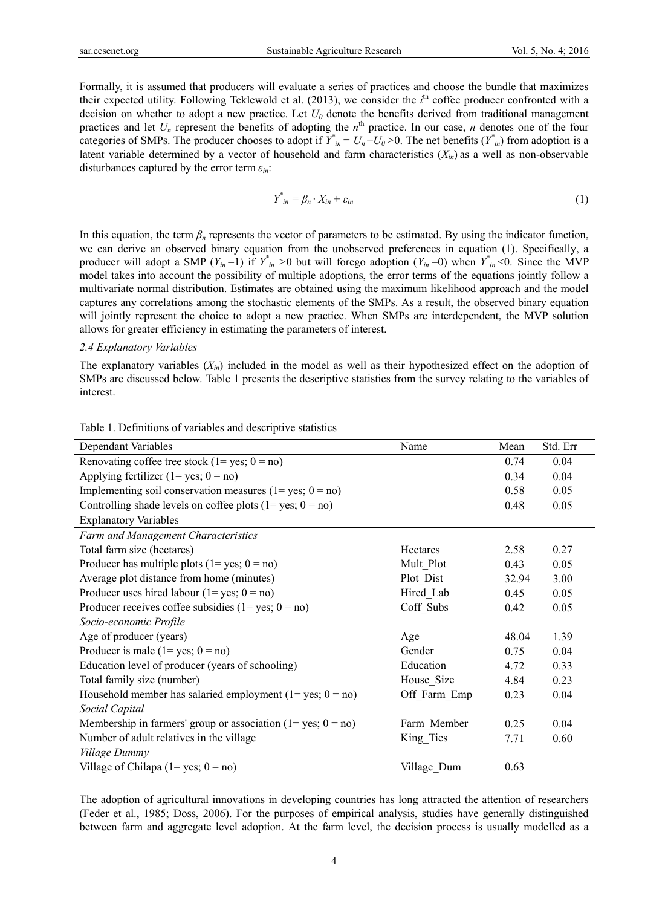Formally, it is assumed that producers will evaluate a series of practices and choose the bundle that maximizes their expected utility. Following Teklewold et al. (2013), we consider the $i^{th}$ coffee producer confronted with a decision on whether to adopt a new practice. Let $U_0$ denote the benefits derived from traditional management practices and let $U_n$ represent the benefits of adopting the $n^{th}$ practice. In our case, $n$ denotes one of the four categories of SMPs. The producer chooses to adopt if $Y^*_{in} = U_n - U_0 > 0$. The net benefits ($Y^*_{in}$) from adoption is a latent variable determined by a vector of household and farm characteristics ($X_{in}$) as a well as non-observable disturbances captured by the error term $\varepsilon_{in}$:

$$Y^*_{in} = \beta_n \cdot X_{in} + \varepsilon_{in} \tag{1}$$

In this equation, the term $\beta_n$ represents the vector of parameters to be estimated. By using the indicator function, we can derive an observed binary equation from the unobserved preferences in equation (1). Specifically, a producer will adopt a SMP ($Y_{in}=1$) if $Y^*_{in} > 0$ but will forego adoption ($Y_{in}=0$) when $Y^*_{in} < 0$. Since the MVP model takes into account the possibility of multiple adoptions, the error terms of the equations jointly follow a multivariate normal distribution. Estimates are obtained using the maximum likelihood approach and the model captures any correlations among the stochastic elements of the SMPs. As a result, the observed binary equation will jointly represent the choice to adopt a new practice. When SMPs are interdependent, the MVP solution allows for greater efficiency in estimating the parameters of interest.

*2.4 Explanatory Variables*

The explanatory variables ($X_{in}$) included in the model as well as their hypothesized effect on the adoption of SMPs are discussed below. Table 1 presents the descriptive statistics from the survey relating to the variables of interest.

Table 1. Definitions of variables and descriptive statistics

| Dependant Variables | Name | Mean | Std. Err |
|---|---|---|---|
| Renovating coffee tree stock (1= yes; 0 = no) | | 0.74 | 0.04 |
| Applying fertilizer (1= yes; 0 = no) | | 0.34 | 0.04 |
| Implementing soil conservation measures (1= yes; 0 = no) | | 0.58 | 0.05 |
| Controlling shade levels on coffee plots (1= yes; 0 = no) | | 0.48 | 0.05 |
| Explanatory Variables | | | |
| *Farm and Management Characteristics* | | | |
| Total farm size (hectares) | Hectares | 2.58 | 0.27 |
| Producer has multiple plots (1= yes; 0 = no) | Mult_Plot | 0.43 | 0.05 |
| Average plot distance from home (minutes) | Plot_Dist | 32.94 | 3.00 |
| Producer uses hired labour (1= yes; 0 = no) | Hired_Lab | 0.45 | 0.05 |
| Producer receives coffee subsidies (1= yes; 0 = no) | Coff_Subs | 0.42 | 0.05 |
| *Socio-economic Profile* | | | |
| Age of producer (years) | Age | 48.04 | 1.39 |
| Producer is male (1= yes; 0 = no) | Gender | 0.75 | 0.04 |
| Education level of producer (years of schooling) | Education | 4.72 | 0.33 |
| Total family size (number) | House_Size | 4.84 | 0.23 |
| Household member has salaried employment (1= yes; 0 = no) | Off_Farm_Emp | 0.23 | 0.04 |
| *Social Capital* | | | |
| Membership in farmers' group or association (1= yes; 0 = no) | Farm_Member | 0.25 | 0.04 |
| Number of adult relatives in the village | King_Ties | 7.71 | 0.60 |
| *Village Dummy* | | | |
| Village of Chilapa (1= yes; 0 = no) | Village_Dum | 0.63 | |

The adoption of agricultural innovations in developing countries has long attracted the attention of researchers (Feder et al., 1985; Doss, 2006). For the purposes of empirical analysis, studies have generally distinguished between farm and aggregate level adoption. At the farm level, the decision process is usually modelled as a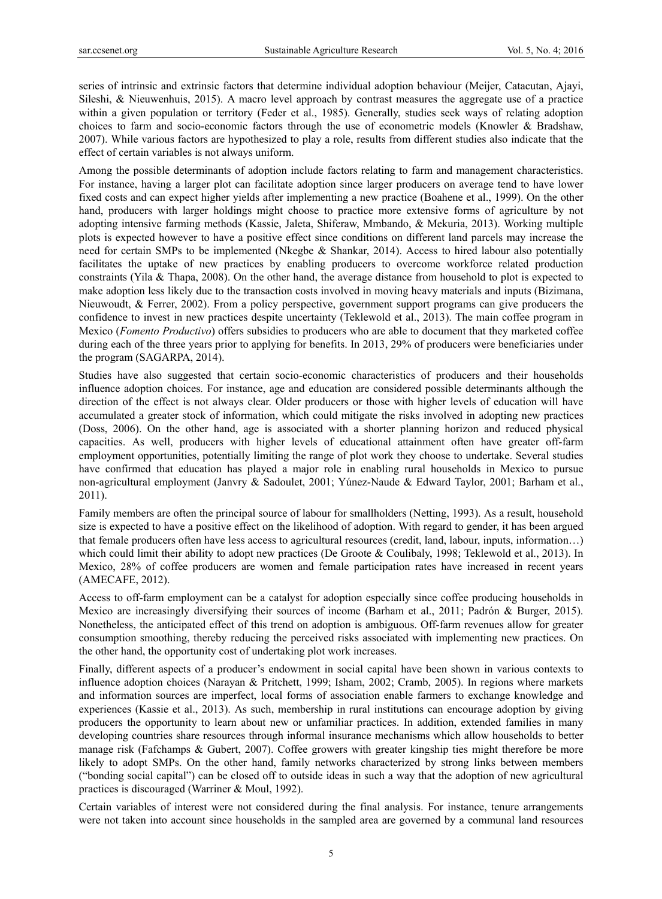series of intrinsic and extrinsic factors that determine individual adoption behaviour (Meijer, Catacutan, Ajayi, Sileshi, & Nieuwenhuis, 2015). A macro level approach by contrast measures the aggregate use of a practice within a given population or territory (Feder et al., 1985). Generally, studies seek ways of relating adoption choices to farm and socio-economic factors through the use of econometric models (Knowler & Bradshaw, 2007). While various factors are hypothesized to play a role, results from different studies also indicate that the effect of certain variables is not always uniform.

Among the possible determinants of adoption include factors relating to farm and management characteristics. For instance, having a larger plot can facilitate adoption since larger producers on average tend to have lower fixed costs and can expect higher yields after implementing a new practice (Boahene et al., 1999). On the other hand, producers with larger holdings might choose to practice more extensive forms of agriculture by not adopting intensive farming methods (Kassie, Jaleta, Shiferaw, Mmbando, & Mekuria, 2013). Working multiple plots is expected however to have a positive effect since conditions on different land parcels may increase the need for certain SMPs to be implemented (Nkegbe & Shankar, 2014). Access to hired labour also potentially facilitates the uptake of new practices by enabling producers to overcome workforce related production constraints (Yila & Thapa, 2008). On the other hand, the average distance from household to plot is expected to make adoption less likely due to the transaction costs involved in moving heavy materials and inputs (Bizimana, Nieuwoudt, & Ferrer, 2002). From a policy perspective, government support programs can give producers the confidence to invest in new practices despite uncertainty (Teklewold et al., 2013). The main coffee program in Mexico (*Fomento Productivo*) offers subsidies to producers who are able to document that they marketed coffee during each of the three years prior to applying for benefits. In 2013, 29% of producers were beneficiaries under the program (SAGARPA, 2014).

Studies have also suggested that certain socio-economic characteristics of producers and their households influence adoption choices. For instance, age and education are considered possible determinants although the direction of the effect is not always clear. Older producers or those with higher levels of education will have accumulated a greater stock of information, which could mitigate the risks involved in adopting new practices (Doss, 2006). On the other hand, age is associated with a shorter planning horizon and reduced physical capacities. As well, producers with higher levels of educational attainment often have greater off-farm employment opportunities, potentially limiting the range of plot work they choose to undertake. Several studies have confirmed that education has played a major role in enabling rural households in Mexico to pursue non-agricultural employment (Janvry & Sadoulet, 2001; Yúnez-Naude & Edward Taylor, 2001; Barham et al., 2011).

Family members are often the principal source of labour for smallholders (Netting, 1993). As a result, household size is expected to have a positive effect on the likelihood of adoption. With regard to gender, it has been argued that female producers often have less access to agricultural resources (credit, land, labour, inputs, information…) which could limit their ability to adopt new practices (De Groote & Coulibaly, 1998; Teklewold et al., 2013). In Mexico, 28% of coffee producers are women and female participation rates have increased in recent years (AMECAFE, 2012).

Access to off-farm employment can be a catalyst for adoption especially since coffee producing households in Mexico are increasingly diversifying their sources of income (Barham et al., 2011; Padrón & Burger, 2015). Nonetheless, the anticipated effect of this trend on adoption is ambiguous. Off-farm revenues allow for greater consumption smoothing, thereby reducing the perceived risks associated with implementing new practices. On the other hand, the opportunity cost of undertaking plot work increases.

Finally, different aspects of a producer's endowment in social capital have been shown in various contexts to influence adoption choices (Narayan & Pritchett, 1999; Isham, 2002; Cramb, 2005). In regions where markets and information sources are imperfect, local forms of association enable farmers to exchange knowledge and experiences (Kassie et al., 2013). As such, membership in rural institutions can encourage adoption by giving producers the opportunity to learn about new or unfamiliar practices. In addition, extended families in many developing countries share resources through informal insurance mechanisms which allow households to better manage risk (Fafchamps & Gubert, 2007). Coffee growers with greater kingship ties might therefore be more likely to adopt SMPs. On the other hand, family networks characterized by strong links between members ("bonding social capital") can be closed off to outside ideas in such a way that the adoption of new agricultural practices is discouraged (Warriner & Moul, 1992).

Certain variables of interest were not considered during the final analysis. For instance, tenure arrangements were not taken into account since households in the sampled area are governed by a communal land resources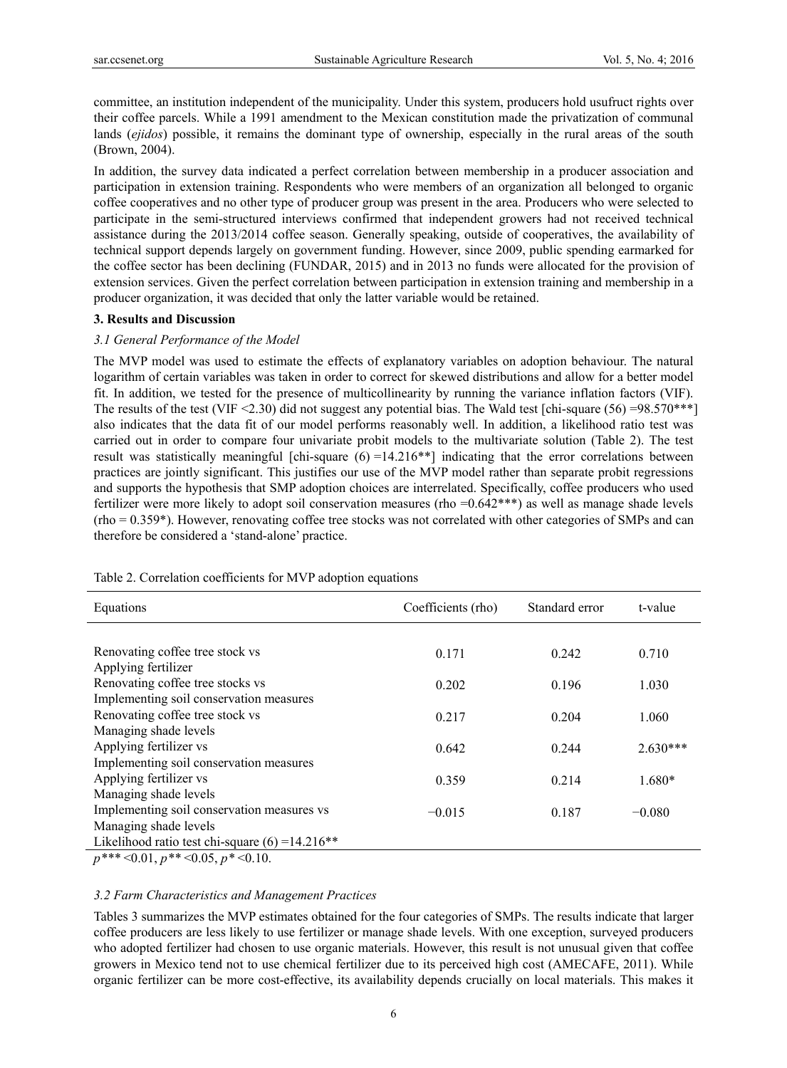committee, an institution independent of the municipality. Under this system, producers hold usufruct rights over their coffee parcels. While a 1991 amendment to the Mexican constitution made the privatization of communal lands (*ejidos*) possible, it remains the dominant type of ownership, especially in the rural areas of the south (Brown, 2004).

In addition, the survey data indicated a perfect correlation between membership in a producer association and participation in extension training. Respondents who were members of an organization all belonged to organic coffee cooperatives and no other type of producer group was present in the area. Producers who were selected to participate in the semi-structured interviews confirmed that independent growers had not received technical assistance during the 2013/2014 coffee season. Generally speaking, outside of cooperatives, the availability of technical support depends largely on government funding. However, since 2009, public spending earmarked for the coffee sector has been declining (FUNDAR, 2015) and in 2013 no funds were allocated for the provision of extension services. Given the perfect correlation between participation in extension training and membership in a producer organization, it was decided that only the latter variable would be retained.

## 3. Results and Discussion

### 3.1 General Performance of the Model

The MVP model was used to estimate the effects of explanatory variables on adoption behaviour. The natural logarithm of certain variables was taken in order to correct for skewed distributions and allow for a better model fit. In addition, we tested for the presence of multicollinearity by running the variance inflation factors (VIF). The results of the test (VIF <2.30) did not suggest any potential bias. The Wald test [chi-square (56) =98.570***] also indicates that the data fit of our model performs reasonably well. In addition, a likelihood ratio test was carried out in order to compare four univariate probit models to the multivariate solution (Table 2). The test result was statistically meaningful [chi-square (6) =14.216**] indicating that the error correlations between practices are jointly significant. This justifies our use of the MVP model rather than separate probit regressions and supports the hypothesis that SMP adoption choices are interrelated. Specifically, coffee producers who used fertilizer were more likely to adopt soil conservation measures (rho =0.642***) as well as manage shade levels (rho = 0.359*). However, renovating coffee tree stocks was not correlated with other categories of SMPs and can therefore be considered a 'stand-alone' practice.

Table 2. Correlation coefficients for MVP adoption equations

| Equations | Coefficients (rho) | Standard error | t-value |
|---|---|---|---|
| Renovating coffee tree stock vs Applying fertilizer | 0.171 | 0.242 | 0.710 |
| Renovating coffee tree stocks vs Implementing soil conservation measures | 0.202 | 0.196 | 1.030 |
| Renovating coffee tree stock vs Managing shade levels | 0.217 | 0.204 | 1.060 |
| Applying fertilizer vs Implementing soil conservation measures | 0.642 | 0.244 | 2.630*** |
| Applying fertilizer vs Managing shade levels | 0.359 | 0.214 | 1.680* |
| Implementing soil conservation measures vs Managing shade levels | −0.015 | 0.187 | −0.080 |
| Likelihood ratio test chi-square (6) =14.216** | | | |

*p**** <0.01, *p*** <0.05, *p** <0.10.

### 3.2 Farm Characteristics and Management Practices

Tables 3 summarizes the MVP estimates obtained for the four categories of SMPs. The results indicate that larger coffee producers are less likely to use fertilizer or manage shade levels. With one exception, surveyed producers who adopted fertilizer had chosen to use organic materials. However, this result is not unusual given that coffee growers in Mexico tend not to use chemical fertilizer due to its perceived high cost (AMECAFE, 2011). While organic fertilizer can be more cost-effective, its availability depends crucially on local materials. This makes it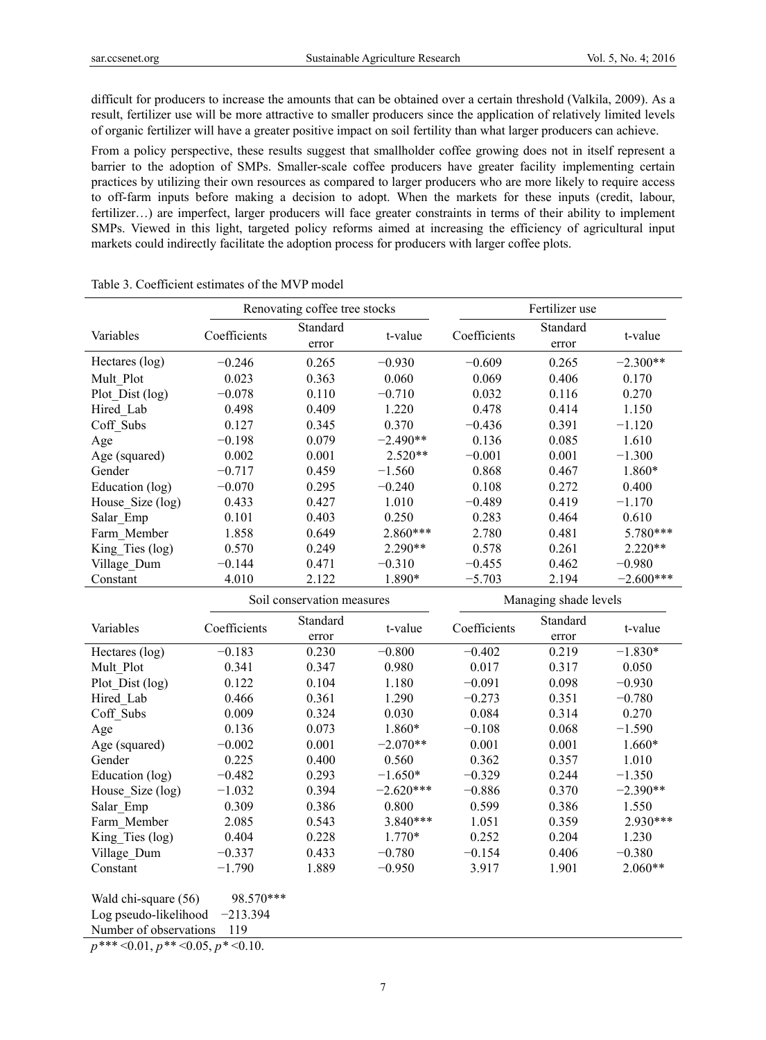difficult for producers to increase the amounts that can be obtained over a certain threshold (Valkila, 2009). As a result, fertilizer use will be more attractive to smaller producers since the application of relatively limited levels of organic fertilizer will have a greater positive impact on soil fertility than what larger producers can achieve.

From a policy perspective, these results suggest that smallholder coffee growing does not in itself represent a barrier to the adoption of SMPs. Smaller-scale coffee producers have greater facility implementing certain practices by utilizing their own resources as compared to larger producers who are more likely to require access to off-farm inputs before making a decision to adopt. When the markets for these inputs (credit, labour, fertilizer…) are imperfect, larger producers will face greater constraints in terms of their ability to implement SMPs. Viewed in this light, targeted policy reforms aimed at increasing the efficiency of agricultural input markets could indirectly facilitate the adoption process for producers with larger coffee plots.

Table 3. Coefficient estimates of the MVP model

| | Renovating coffee tree stocks | | | Fertilizer use | | |
|---|---|---|---|---|---|---|
| Variables | Coefficients | Standard error | t-value | Coefficients | Standard error | t-value |
| Hectares (log) | −0.246 | 0.265 | −0.930 | −0.609 | 0.265 | −2.300** |
| Mult_Plot | 0.023 | 0.363 | 0.060 | 0.069 | 0.406 | 0.170 |
| Plot_Dist (log) | −0.078 | 0.110 | −0.710 | 0.032 | 0.116 | 0.270 |
| Hired_Lab | 0.498 | 0.409 | 1.220 | 0.478 | 0.414 | 1.150 |
| Coff_Subs | 0.127 | 0.345 | 0.370 | −0.436 | 0.391 | −1.120 |
| Age | −0.198 | 0.079 | −2.490** | 0.136 | 0.085 | 1.610 |
| Age (squared) | 0.002 | 0.001 | 2.520** | −0.001 | 0.001 | −1.300 |
| Gender | −0.717 | 0.459 | −1.560 | 0.868 | 0.467 | 1.860* |
| Education (log) | −0.070 | 0.295 | −0.240 | 0.108 | 0.272 | 0.400 |
| House_Size (log) | 0.433 | 0.427 | 1.010 | −0.489 | 0.419 | −1.170 |
| Salar_Emp | 0.101 | 0.403 | 0.250 | 0.283 | 0.464 | 0.610 |
| Farm_Member | 1.858 | 0.649 | 2.860*** | 2.780 | 0.481 | 5.780*** |
| King_Ties (log) | 0.570 | 0.249 | 2.290** | 0.578 | 0.261 | 2.220** |
| Village_Dum | −0.144 | 0.471 | −0.310 | −0.455 | 0.462 | −0.980 |
| Constant | 4.010 | 2.122 | 1.890* | −5.703 | 2.194 | −2.600*** |
| | Soil conservation measures | | | Managing shade levels | | |
| Variables | Coefficients | Standard error | t-value | Coefficients | Standard error | t-value |
| Hectares (log) | −0.183 | 0.230 | −0.800 | −0.402 | 0.219 | −1.830* |
| Mult_Plot | 0.341 | 0.347 | 0.980 | 0.017 | 0.317 | 0.050 |
| Plot_Dist (log) | 0.122 | 0.104 | 1.180 | −0.091 | 0.098 | −0.930 |
| Hired_Lab | 0.466 | 0.361 | 1.290 | −0.273 | 0.351 | −0.780 |
| Coff_Subs | 0.009 | 0.324 | 0.030 | 0.084 | 0.314 | 0.270 |
| Age | 0.136 | 0.073 | 1.860* | −0.108 | 0.068 | −1.590 |
| Age (squared) | −0.002 | 0.001 | −2.070** | 0.001 | 0.001 | 1.660* |
| Gender | 0.225 | 0.400 | 0.560 | 0.362 | 0.357 | 1.010 |
| Education (log) | −0.482 | 0.293 | −1.650* | −0.329 | 0.244 | −1.350 |
| House_Size (log) | −1.032 | 0.394 | −2.620*** | −0.886 | 0.370 | −2.390** |
| Salar_Emp | 0.309 | 0.386 | 0.800 | 0.599 | 0.386 | 1.550 |
| Farm_Member | 2.085 | 0.543 | 3.840*** | 1.051 | 0.359 | 2.930*** |
| King_Ties (log) | 0.404 | 0.228 | 1.770* | 0.252 | 0.204 | 1.230 |
| Village_Dum | −0.337 | 0.433 | −0.780 | −0.154 | 0.406 | −0.380 |
| Constant | −1.790 | 1.889 | −0.950 | 3.917 | 1.901 | 2.060** |

Wald chi-square (56) 98.570***

Log pseudo-likelihood −213.394

Number of observations 119

*p**** <0.01, *p*** <0.05, *p** <0.10.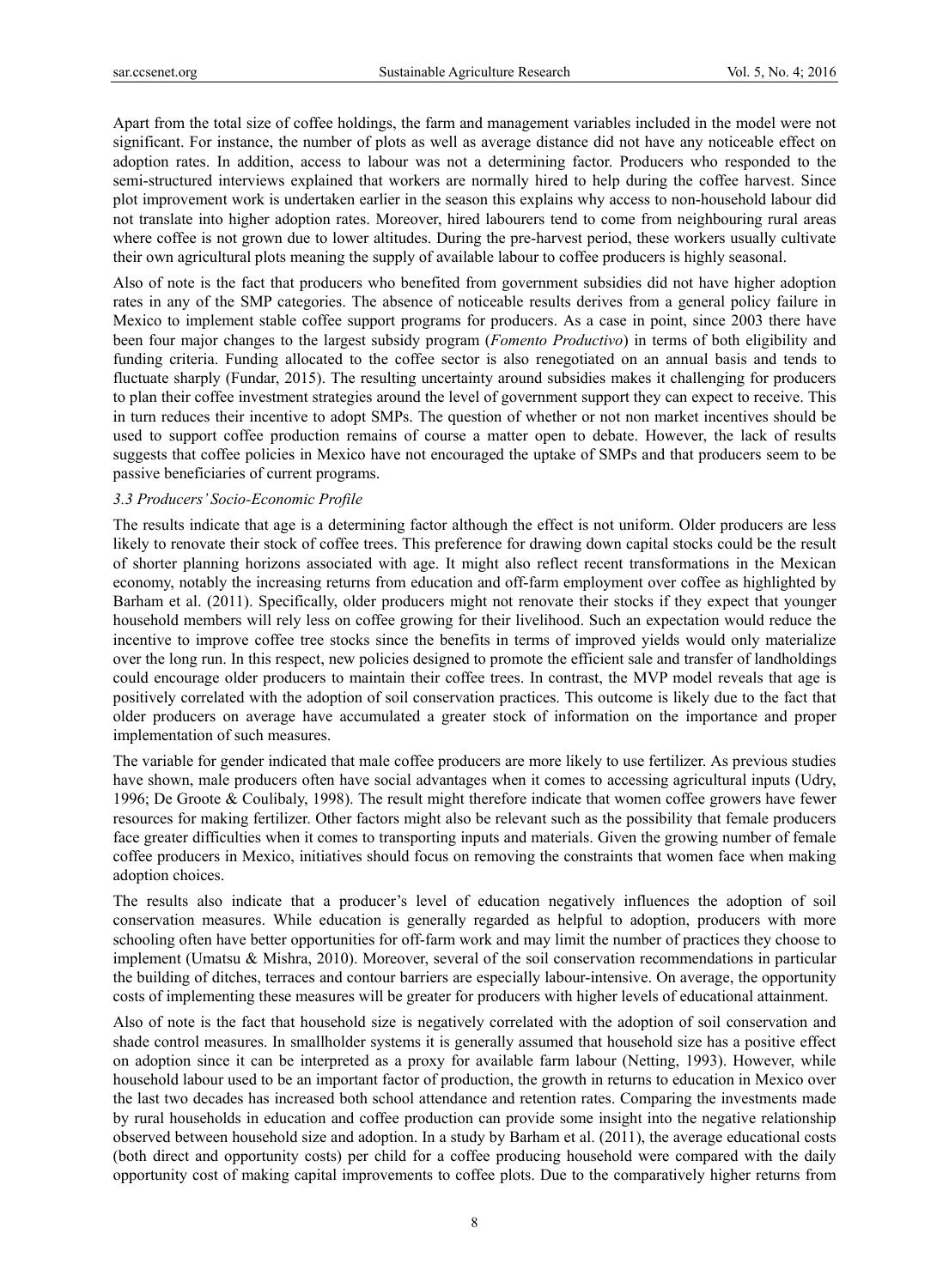Apart from the total size of coffee holdings, the farm and management variables included in the model were not significant. For instance, the number of plots as well as average distance did not have any noticeable effect on adoption rates. In addition, access to labour was not a determining factor. Producers who responded to the semi-structured interviews explained that workers are normally hired to help during the coffee harvest. Since plot improvement work is undertaken earlier in the season this explains why access to non-household labour did not translate into higher adoption rates. Moreover, hired labourers tend to come from neighbouring rural areas where coffee is not grown due to lower altitudes. During the pre-harvest period, these workers usually cultivate their own agricultural plots meaning the supply of available labour to coffee producers is highly seasonal.

Also of note is the fact that producers who benefited from government subsidies did not have higher adoption rates in any of the SMP categories. The absence of noticeable results derives from a general policy failure in Mexico to implement stable coffee support programs for producers. As a case in point, since 2003 there have been four major changes to the largest subsidy program (*Fomento Productivo*) in terms of both eligibility and funding criteria. Funding allocated to the coffee sector is also renegotiated on an annual basis and tends to fluctuate sharply (Fundar, 2015). The resulting uncertainty around subsidies makes it challenging for producers to plan their coffee investment strategies around the level of government support they can expect to receive. This in turn reduces their incentive to adopt SMPs. The question of whether or not non market incentives should be used to support coffee production remains of course a matter open to debate. However, the lack of results suggests that coffee policies in Mexico have not encouraged the uptake of SMPs and that producers seem to be passive beneficiaries of current programs.

### *3.3 Producers' Socio-Economic Profile*

The results indicate that age is a determining factor although the effect is not uniform. Older producers are less likely to renovate their stock of coffee trees. This preference for drawing down capital stocks could be the result of shorter planning horizons associated with age. It might also reflect recent transformations in the Mexican economy, notably the increasing returns from education and off-farm employment over coffee as highlighted by Barham et al. (2011). Specifically, older producers might not renovate their stocks if they expect that younger household members will rely less on coffee growing for their livelihood. Such an expectation would reduce the incentive to improve coffee tree stocks since the benefits in terms of improved yields would only materialize over the long run. In this respect, new policies designed to promote the efficient sale and transfer of landholdings could encourage older producers to maintain their coffee trees. In contrast, the MVP model reveals that age is positively correlated with the adoption of soil conservation practices. This outcome is likely due to the fact that older producers on average have accumulated a greater stock of information on the importance and proper implementation of such measures.

The variable for gender indicated that male coffee producers are more likely to use fertilizer. As previous studies have shown, male producers often have social advantages when it comes to accessing agricultural inputs (Udry, 1996; De Groote & Coulibaly, 1998). The result might therefore indicate that women coffee growers have fewer resources for making fertilizer. Other factors might also be relevant such as the possibility that female producers face greater difficulties when it comes to transporting inputs and materials. Given the growing number of female coffee producers in Mexico, initiatives should focus on removing the constraints that women face when making adoption choices.

The results also indicate that a producer's level of education negatively influences the adoption of soil conservation measures. While education is generally regarded as helpful to adoption, producers with more schooling often have better opportunities for off-farm work and may limit the number of practices they choose to implement (Umatsu & Mishra, 2010). Moreover, several of the soil conservation recommendations in particular the building of ditches, terraces and contour barriers are especially labour-intensive. On average, the opportunity costs of implementing these measures will be greater for producers with higher levels of educational attainment.

Also of note is the fact that household size is negatively correlated with the adoption of soil conservation and shade control measures. In smallholder systems it is generally assumed that household size has a positive effect on adoption since it can be interpreted as a proxy for available farm labour (Netting, 1993). However, while household labour used to be an important factor of production, the growth in returns to education in Mexico over the last two decades has increased both school attendance and retention rates. Comparing the investments made by rural households in education and coffee production can provide some insight into the negative relationship observed between household size and adoption. In a study by Barham et al. (2011), the average educational costs (both direct and opportunity costs) per child for a coffee producing household were compared with the daily opportunity cost of making capital improvements to coffee plots. Due to the comparatively higher returns from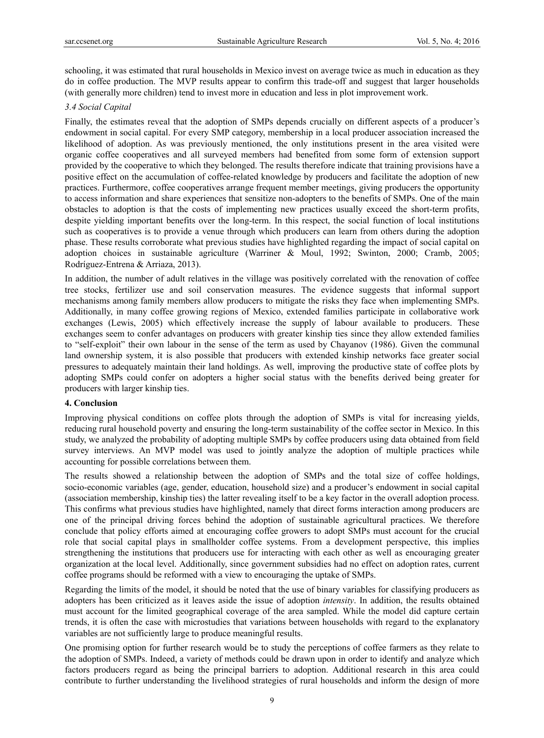schooling, it was estimated that rural households in Mexico invest on average twice as much in education as they do in coffee production. The MVP results appear to confirm this trade-off and suggest that larger households (with generally more children) tend to invest more in education and less in plot improvement work.

### *3.4 Social Capital*

Finally, the estimates reveal that the adoption of SMPs depends crucially on different aspects of a producer's endowment in social capital. For every SMP category, membership in a local producer association increased the likelihood of adoption. As was previously mentioned, the only institutions present in the area visited were organic coffee cooperatives and all surveyed members had benefited from some form of extension support provided by the cooperative to which they belonged. The results therefore indicate that training provisions have a positive effect on the accumulation of coffee-related knowledge by producers and facilitate the adoption of new practices. Furthermore, coffee cooperatives arrange frequent member meetings, giving producers the opportunity to access information and share experiences that sensitize non-adopters to the benefits of SMPs. One of the main obstacles to adoption is that the costs of implementing new practices usually exceed the short-term profits, despite yielding important benefits over the long-term. In this respect, the social function of local institutions such as cooperatives is to provide a venue through which producers can learn from others during the adoption phase. These results corroborate what previous studies have highlighted regarding the impact of social capital on adoption choices in sustainable agriculture (Warriner & Moul, 1992; Swinton, 2000; Cramb, 2005; Rodríguez-Entrena & Arriaza, 2013).

In addition, the number of adult relatives in the village was positively correlated with the renovation of coffee tree stocks, fertilizer use and soil conservation measures. The evidence suggests that informal support mechanisms among family members allow producers to mitigate the risks they face when implementing SMPs. Additionally, in many coffee growing regions of Mexico, extended families participate in collaborative work exchanges (Lewis, 2005) which effectively increase the supply of labour available to producers. These exchanges seem to confer advantages on producers with greater kinship ties since they allow extended families to "self-exploit" their own labour in the sense of the term as used by Chayanov (1986). Given the communal land ownership system, it is also possible that producers with extended kinship networks face greater social pressures to adequately maintain their land holdings. As well, improving the productive state of coffee plots by adopting SMPs could confer on adopters a higher social status with the benefits derived being greater for producers with larger kinship ties.

## 4. Conclusion

Improving physical conditions on coffee plots through the adoption of SMPs is vital for increasing yields, reducing rural household poverty and ensuring the long-term sustainability of the coffee sector in Mexico. In this study, we analyzed the probability of adopting multiple SMPs by coffee producers using data obtained from field survey interviews. An MVP model was used to jointly analyze the adoption of multiple practices while accounting for possible correlations between them.

The results showed a relationship between the adoption of SMPs and the total size of coffee holdings, socio-economic variables (age, gender, education, household size) and a producer's endowment in social capital (association membership, kinship ties) the latter revealing itself to be a key factor in the overall adoption process. This confirms what previous studies have highlighted, namely that direct forms interaction among producers are one of the principal driving forces behind the adoption of sustainable agricultural practices. We therefore conclude that policy efforts aimed at encouraging coffee growers to adopt SMPs must account for the crucial role that social capital plays in smallholder coffee systems. From a development perspective, this implies strengthening the institutions that producers use for interacting with each other as well as encouraging greater organization at the local level. Additionally, since government subsidies had no effect on adoption rates, current coffee programs should be reformed with a view to encouraging the uptake of SMPs.

Regarding the limits of the model, it should be noted that the use of binary variables for classifying producers as adopters has been criticized as it leaves aside the issue of adoption *intensity*. In addition, the results obtained must account for the limited geographical coverage of the area sampled. While the model did capture certain trends, it is often the case with microstudies that variations between households with regard to the explanatory variables are not sufficiently large to produce meaningful results.

One promising option for further research would be to study the perceptions of coffee farmers as they relate to the adoption of SMPs. Indeed, a variety of methods could be drawn upon in order to identify and analyze which factors producers regard as being the principal barriers to adoption. Additional research in this area could contribute to further understanding the livelihood strategies of rural households and inform the design of more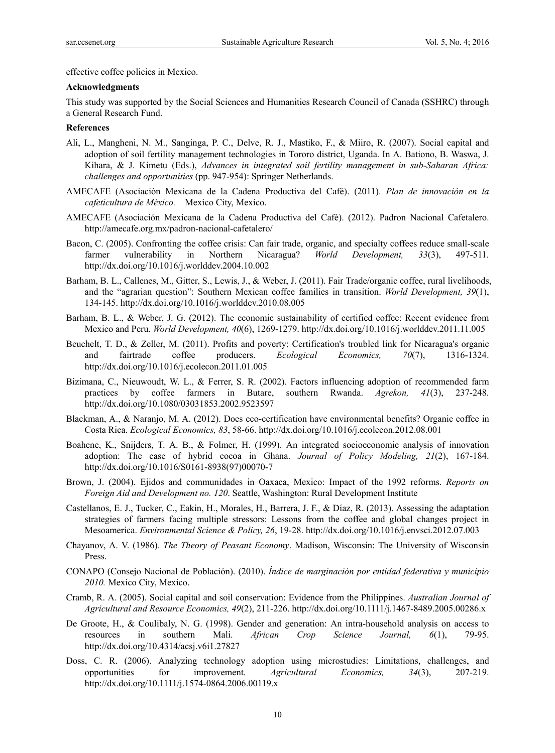effective coffee policies in Mexico.

**Acknowledgments**

This study was supported by the Social Sciences and Humanities Research Council of Canada (SSHRC) through a General Research Fund.

**References**

Ali, L., Mangheni, N. M., Sanginga, P. C., Delve, R. J., Mastiko, F., & Miiro, R. (2007). Social capital and adoption of soil fertility management technologies in Tororo district, Uganda. In A. Bationo, B. Waswa, J. Kihara, & J. Kimetu (Eds.), *Advances in integrated soil fertility management in sub-Saharan Africa: challenges and opportunities* (pp. 947-954): Springer Netherlands.

AMECAFE (Asociación Mexicana de la Cadena Productiva del Café). (2011). *Plan de innovación en la cafeticultura de México.* Mexico City, Mexico.

AMECAFE (Asociación Mexicana de la Cadena Productiva del Café). (2012). Padron Nacional Cafetalero. http://amecafe.org.mx/padron-nacional-cafetalero/

Bacon, C. (2005). Confronting the coffee crisis: Can fair trade, organic, and specialty coffees reduce small-scale farmer vulnerability in Northern Nicaragua? *World Development, 33*(3), 497-511. http://dx.doi.org/10.1016/j.worlddev.2004.10.002

Barham, B. L., Callenes, M., Gitter, S., Lewis, J., & Weber, J. (2011). Fair Trade/organic coffee, rural livelihoods, and the "agrarian question": Southern Mexican coffee families in transition. *World Development, 39*(1), 134-145. http://dx.doi.org/10.1016/j.worlddev.2010.08.005

Barham, B. L., & Weber, J. G. (2012). The economic sustainability of certified coffee: Recent evidence from Mexico and Peru. *World Development, 40*(6), 1269-1279. http://dx.doi.org/10.1016/j.worlddev.2011.11.005

Beuchelt, T. D., & Zeller, M. (2011). Profits and poverty: Certification's troubled link for Nicaragua's organic and fairtrade coffee producers. *Ecological Economics, 70*(7), 1316-1324. http://dx.doi.org/10.1016/j.ecolecon.2011.01.005

Bizimana, C., Nieuwoudt, W. L., & Ferrer, S. R. (2002). Factors influencing adoption of recommended farm practices by coffee farmers in Butare, southern Rwanda. *Agrekon, 41*(3), 237-248. http://dx.doi.org/10.1080/03031853.2002.9523597

Blackman, A., & Naranjo, M. A. (2012). Does eco-certification have environmental benefits? Organic coffee in Costa Rica. *Ecological Economics, 83*, 58-66. http://dx.doi.org/10.1016/j.ecolecon.2012.08.001

Boahene, K., Snijders, T. A. B., & Folmer, H. (1999). An integrated socioeconomic analysis of innovation adoption: The case of hybrid cocoa in Ghana. *Journal of Policy Modeling, 21*(2), 167-184. http://dx.doi.org/10.1016/S0161-8938(97)00070-7

Brown, J. (2004). Ejidos and communidades in Oaxaca, Mexico: Impact of the 1992 reforms. *Reports on Foreign Aid and Development no. 120*. Seattle, Washington: Rural Development Institute

Castellanos, E. J., Tucker, C., Eakin, H., Morales, H., Barrera, J. F., & Díaz, R. (2013). Assessing the adaptation strategies of farmers facing multiple stressors: Lessons from the coffee and global changes project in Mesoamerica. *Environmental Science & Policy, 26*, 19-28. http://dx.doi.org/10.1016/j.envsci.2012.07.003

Chayanov, A. V. (1986). *The Theory of Peasant Economy*. Madison, Wisconsin: The University of Wisconsin Press.

CONAPO (Consejo Nacional de Población). (2010). *Índice de marginación por entidad federativa y municipio 2010.* Mexico City, Mexico.

Cramb, R. A. (2005). Social capital and soil conservation: Evidence from the Philippines. *Australian Journal of Agricultural and Resource Economics, 49*(2), 211-226. http://dx.doi.org/10.1111/j.1467-8489.2005.00286.x

De Groote, H., & Coulibaly, N. G. (1998). Gender and generation: An intra-household analysis on access to resources in southern Mali. *African Crop Science Journal, 6*(1), 79-95. http://dx.doi.org/10.4314/acsj.v6i1.27827

Doss, C. R. (2006). Analyzing technology adoption using microstudies: Limitations, challenges, and opportunities for improvement. *Agricultural Economics, 34*(3), 207-219. http://dx.doi.org/10.1111/j.1574-0864.2006.00119.x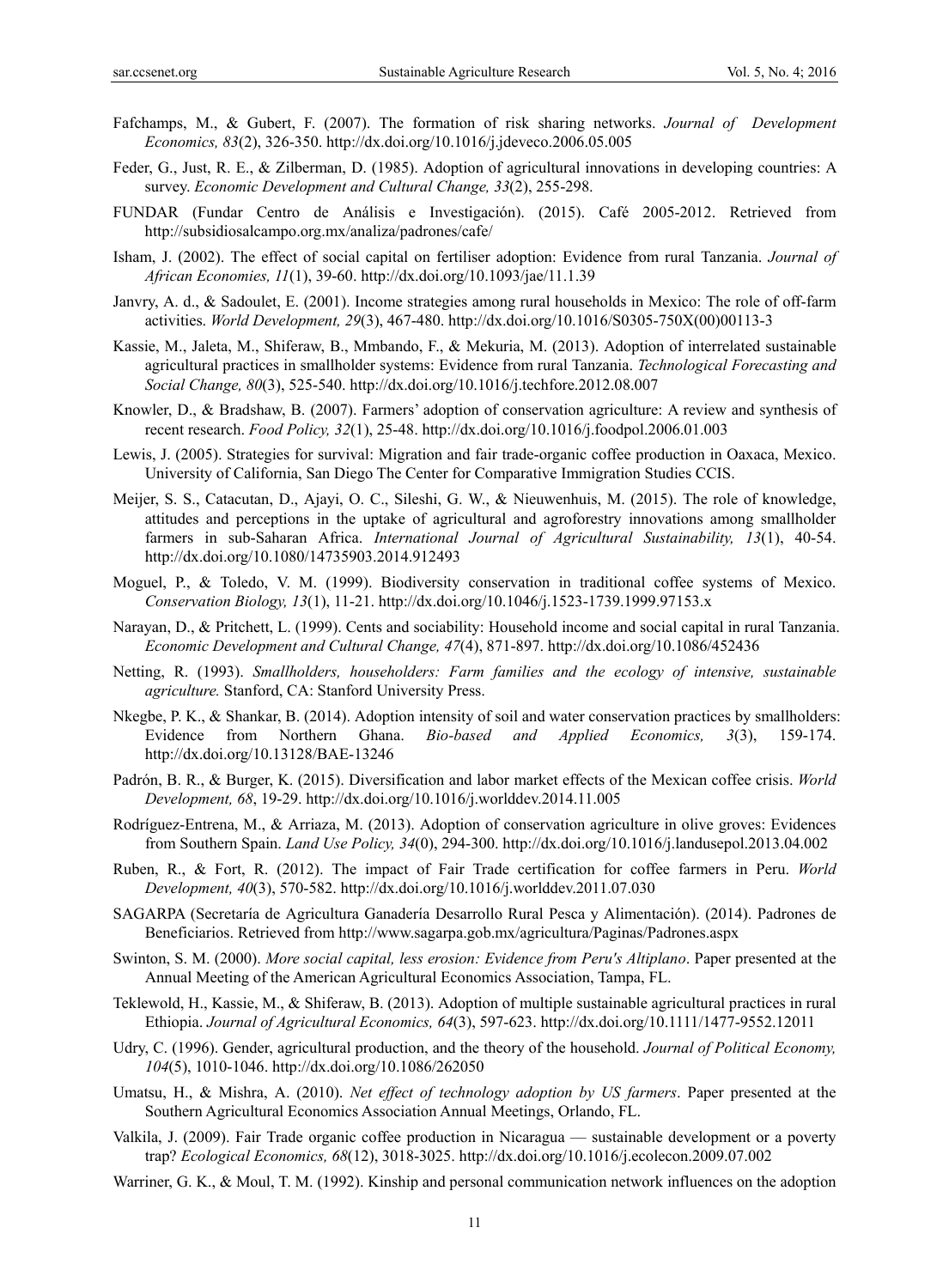Fafchamps, M., & Gubert, F. (2007). The formation of risk sharing networks. *Journal of Development Economics, 83*(2), 326-350. http://dx.doi.org/10.1016/j.jdeveco.2006.05.005

Feder, G., Just, R. E., & Zilberman, D. (1985). Adoption of agricultural innovations in developing countries: A survey. *Economic Development and Cultural Change, 33*(2), 255-298.

FUNDAR (Fundar Centro de Análisis e Investigación). (2015). Café 2005-2012. Retrieved from http://subsidiosalcampo.org.mx/analiza/padrones/cafe/

Isham, J. (2002). The effect of social capital on fertiliser adoption: Evidence from rural Tanzania. *Journal of African Economies, 11*(1), 39-60. http://dx.doi.org/10.1093/jae/11.1.39

Janvry, A. d., & Sadoulet, E. (2001). Income strategies among rural households in Mexico: The role of off-farm activities. *World Development, 29*(3), 467-480. http://dx.doi.org/10.1016/S0305-750X(00)00113-3

Kassie, M., Jaleta, M., Shiferaw, B., Mmbando, F., & Mekuria, M. (2013). Adoption of interrelated sustainable agricultural practices in smallholder systems: Evidence from rural Tanzania. *Technological Forecasting and Social Change, 80*(3), 525-540. http://dx.doi.org/10.1016/j.techfore.2012.08.007

Knowler, D., & Bradshaw, B. (2007). Farmers' adoption of conservation agriculture: A review and synthesis of recent research. *Food Policy, 32*(1), 25-48. http://dx.doi.org/10.1016/j.foodpol.2006.01.003

Lewis, J. (2005). Strategies for survival: Migration and fair trade-organic coffee production in Oaxaca, Mexico. University of California, San Diego The Center for Comparative Immigration Studies CCIS.

Meijer, S. S., Catacutan, D., Ajayi, O. C., Sileshi, G. W., & Nieuwenhuis, M. (2015). The role of knowledge, attitudes and perceptions in the uptake of agricultural and agroforestry innovations among smallholder farmers in sub-Saharan Africa. *International Journal of Agricultural Sustainability, 13*(1), 40-54. http://dx.doi.org/10.1080/14735903.2014.912493

Moguel, P., & Toledo, V. M. (1999). Biodiversity conservation in traditional coffee systems of Mexico. *Conservation Biology, 13*(1), 11-21. http://dx.doi.org/10.1046/j.1523-1739.1999.97153.x

Narayan, D., & Pritchett, L. (1999). Cents and sociability: Household income and social capital in rural Tanzania. *Economic Development and Cultural Change, 47*(4), 871-897. http://dx.doi.org/10.1086/452436

Netting, R. (1993). *Smallholders, householders: Farm families and the ecology of intensive, sustainable agriculture.* Stanford, CA: Stanford University Press.

Nkegbe, P. K., & Shankar, B. (2014). Adoption intensity of soil and water conservation practices by smallholders: Evidence from Northern Ghana. *Bio-based and Applied Economics, 3*(3), 159-174. http://dx.doi.org/10.13128/BAE-13246

Padrón, B. R., & Burger, K. (2015). Diversification and labor market effects of the Mexican coffee crisis. *World Development, 68*, 19-29. http://dx.doi.org/10.1016/j.worlddev.2014.11.005

Rodríguez-Entrena, M., & Arriaza, M. (2013). Adoption of conservation agriculture in olive groves: Evidences from Southern Spain. *Land Use Policy, 34*(0), 294-300. http://dx.doi.org/10.1016/j.landusepol.2013.04.002

Ruben, R., & Fort, R. (2012). The impact of Fair Trade certification for coffee farmers in Peru. *World Development, 40*(3), 570-582. http://dx.doi.org/10.1016/j.worlddev.2011.07.030

SAGARPA (Secretaría de Agricultura Ganadería Desarrollo Rural Pesca y Alimentación). (2014). Padrones de Beneficiarios. Retrieved from http://www.sagarpa.gob.mx/agricultura/Paginas/Padrones.aspx

Swinton, S. M. (2000). *More social capital, less erosion: Evidence from Peru's Altiplano*. Paper presented at the Annual Meeting of the American Agricultural Economics Association, Tampa, FL.

Teklewold, H., Kassie, M., & Shiferaw, B. (2013). Adoption of multiple sustainable agricultural practices in rural Ethiopia. *Journal of Agricultural Economics, 64*(3), 597-623. http://dx.doi.org/10.1111/1477-9552.12011

Udry, C. (1996). Gender, agricultural production, and the theory of the household. *Journal of Political Economy, 104*(5), 1010-1046. http://dx.doi.org/10.1086/262050

Umatsu, H., & Mishra, A. (2010). *Net effect of technology adoption by US farmers*. Paper presented at the Southern Agricultural Economics Association Annual Meetings, Orlando, FL.

Valkila, J. (2009). Fair Trade organic coffee production in Nicaragua — sustainable development or a poverty trap? *Ecological Economics, 68*(12), 3018-3025. http://dx.doi.org/10.1016/j.ecolecon.2009.07.002

Warriner, G. K., & Moul, T. M. (1992). Kinship and personal communication network influences on the adoption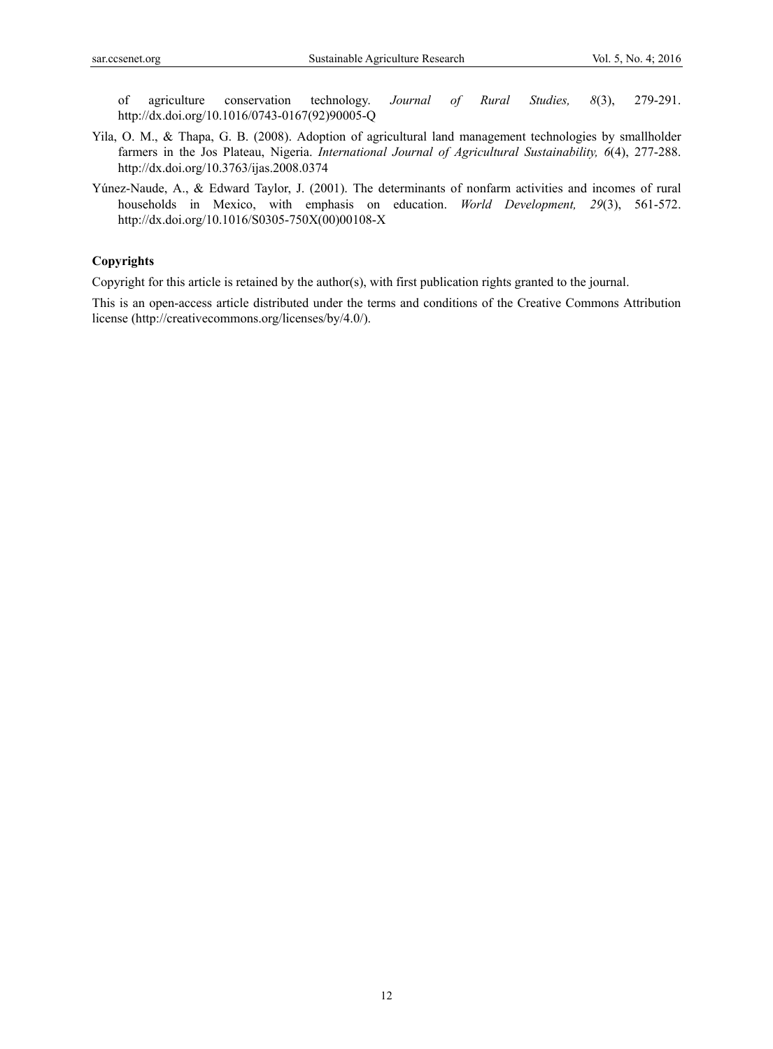of agriculture conservation technology. *Journal of Rural Studies, 8*(3), 279-291. http://dx.doi.org/10.1016/0743-0167(92)90005-Q

Yila, O. M., & Thapa, G. B. (2008). Adoption of agricultural land management technologies by smallholder farmers in the Jos Plateau, Nigeria. *International Journal of Agricultural Sustainability, 6*(4), 277-288. http://dx.doi.org/10.3763/ijas.2008.0374

Yúnez-Naude, A., & Edward Taylor, J. (2001). The determinants of nonfarm activities and incomes of rural households in Mexico, with emphasis on education. *World Development, 29*(3), 561-572. http://dx.doi.org/10.1016/S0305-750X(00)00108-X

**Copyrights**

Copyright for this article is retained by the author(s), with first publication rights granted to the journal.

This is an open-access article distributed under the terms and conditions of the Creative Commons Attribution license (http://creativecommons.org/licenses/by/4.0/).